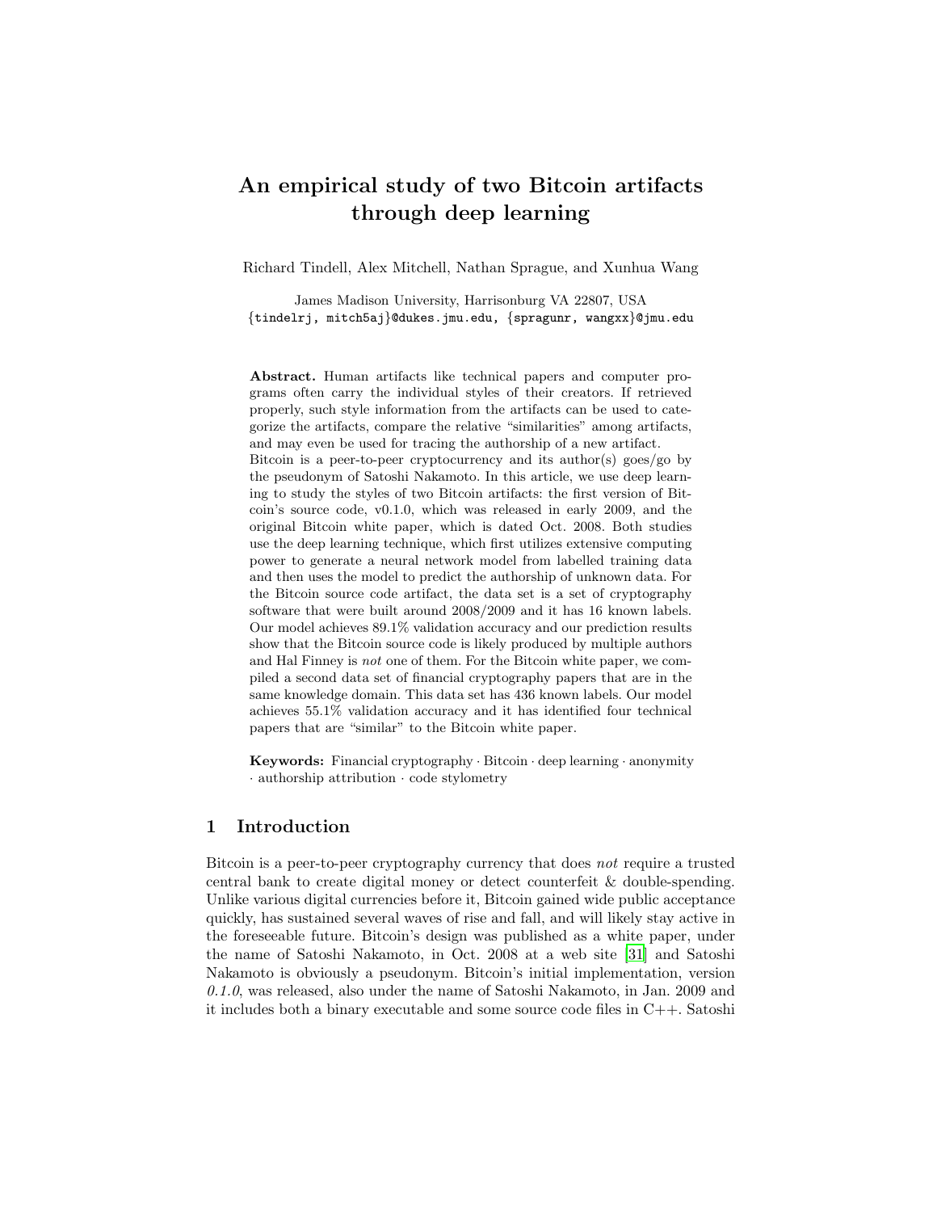# An empirical study of two Bitcoin artifacts through deep learning

Richard Tindell, Alex Mitchell, Nathan Sprague, and Xunhua Wang

James Madison University, Harrisonburg VA 22807, USA
{tindelrj, mitch5aj}@dukes.jmu.edu, {spragunr, wangxx}@jmu.edu

**Abstract.** Human artifacts like technical papers and computer programs often carry the individual styles of their creators. If retrieved properly, such style information from the artifacts can be used to categorize the artifacts, compare the relative "similarities" among artifacts, and may even be used for tracing the authorship of a new artifact.
Bitcoin is a peer-to-peer cryptocurrency and its author(s) goes/go by the pseudonym of Satoshi Nakamoto. In this article, we use deep learning to study the styles of two Bitcoin artifacts: the first version of Bitcoin's source code, v0.1.0, which was released in early 2009, and the original Bitcoin white paper, which is dated Oct. 2008. Both studies use the deep learning technique, which first utilizes extensive computing power to generate a neural network model from labelled training data and then uses the model to predict the authorship of unknown data. For the Bitcoin source code artifact, the data set is a set of cryptography software that were built around 2008/2009 and it has 16 known labels. Our model achieves 89.1% validation accuracy and our prediction results show that the Bitcoin source code is likely produced by multiple authors and Hal Finney is *not* one of them. For the Bitcoin white paper, we compiled a second data set of financial cryptography papers that are in the same knowledge domain. This data set has 436 known labels. Our model achieves 55.1% validation accuracy and it has identified four technical papers that are "similar" to the Bitcoin white paper.

**Keywords:** Financial cryptography · Bitcoin · deep learning · anonymity · authorship attribution · code stylometry

## 1 Introduction

Bitcoin is a peer-to-peer cryptography currency that does *not* require a trusted central bank to create digital money or detect counterfeit & double-spending. Unlike various digital currencies before it, Bitcoin gained wide public acceptance quickly, has sustained several waves of rise and fall, and will likely stay active in the foreseeable future. Bitcoin's design was published as a white paper, under the name of Satoshi Nakamoto, in Oct. 2008 at a web site [31] and Satoshi Nakamoto is obviously a pseudonym. Bitcoin's initial implementation, version *0.1.0*, was released, also under the name of Satoshi Nakamoto, in Jan. 2009 and it includes both a binary executable and some source code files in C++. Satoshi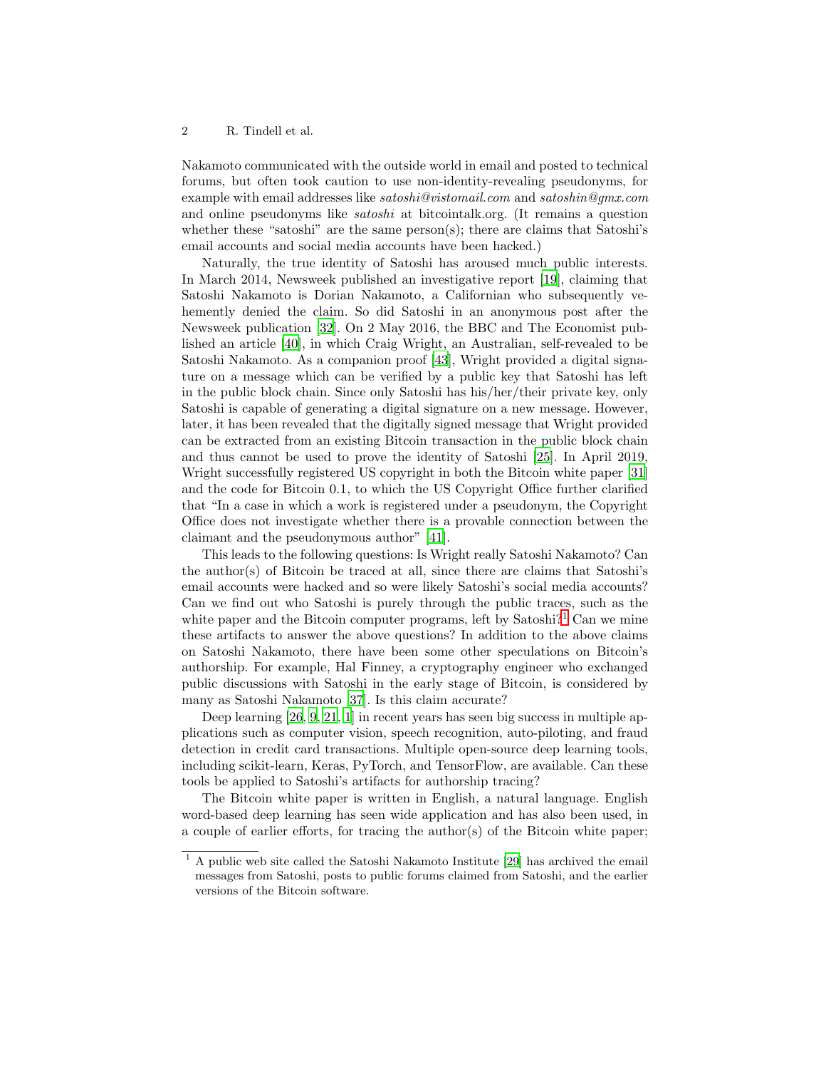Nakamoto communicated with the outside world in email and posted to technical forums, but often took caution to use non-identity-revealing pseudonyms, for example with email addresses like *satoshi@vistomail.com* and *satoshin@gmx.com* and online pseudonyms like *satoshi* at bitcointalk.org. (It remains a question whether these "satoshi" are the same person(s); there are claims that Satoshi's email accounts and social media accounts have been hacked.)

Naturally, the true identity of Satoshi has aroused much public interests. In March 2014, Newsweek published an investigative report [19], claiming that Satoshi Nakamoto is Dorian Nakamoto, a Californian who subsequently vehemently denied the claim. So did Satoshi in an anonymous post after the Newsweek publication [32]. On 2 May 2016, the BBC and The Economist published an article [40], in which Craig Wright, an Australian, self-revealed to be Satoshi Nakamoto. As a companion proof [43], Wright provided a digital signature on a message which can be verified by a public key that Satoshi has left in the public block chain. Since only Satoshi has his/her/their private key, only Satoshi is capable of generating a digital signature on a new message. However, later, it has been revealed that the digitally signed message that Wright provided can be extracted from an existing Bitcoin transaction in the public block chain and thus cannot be used to prove the identity of Satoshi [25]. In April 2019, Wright successfully registered US copyright in both the Bitcoin white paper [31] and the code for Bitcoin 0.1, to which the US Copyright Office further clarified that "In a case in which a work is registered under a pseudonym, the Copyright Office does not investigate whether there is a provable connection between the claimant and the pseudonymous author" [41].

This leads to the following questions: Is Wright really Satoshi Nakamoto? Can the author(s) of Bitcoin be traced at all, since there are claims that Satoshi's email accounts were hacked and so were likely Satoshi's social media accounts? Can we find out who Satoshi is purely through the public traces, such as the white paper and the Bitcoin computer programs, left by Satoshi?[1] Can we mine these artifacts to answer the above questions? In addition to the above claims on Satoshi Nakamoto, there have been some other speculations on Bitcoin's authorship. For example, Hal Finney, a cryptography engineer who exchanged public discussions with Satoshi in the early stage of Bitcoin, is considered by many as Satoshi Nakamoto [37]. Is this claim accurate?

Deep learning [26, 9, 21, 1] in recent years has seen big success in multiple applications such as computer vision, speech recognition, auto-piloting, and fraud detection in credit card transactions. Multiple open-source deep learning tools, including scikit-learn, Keras, PyTorch, and TensorFlow, are available. Can these tools be applied to Satoshi's artifacts for authorship tracing?

The Bitcoin white paper is written in English, a natural language. English word-based deep learning has seen wide application and has also been used, in a couple of earlier efforts, for tracing the author(s) of the Bitcoin white paper;

[1] A public web site called the Satoshi Nakamoto Institute [29] has archived the email messages from Satoshi, posts to public forums claimed from Satoshi, and the earlier versions of the Bitcoin software.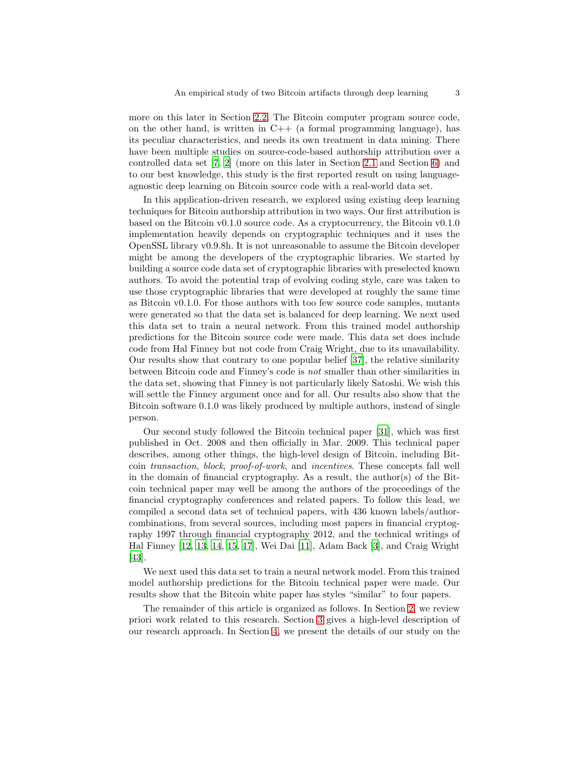more on this later in Section 2.2. The Bitcoin computer program source code, on the other hand, is written in C++ (a formal programming language), has its peculiar characteristics, and needs its own treatment in data mining. There have been multiple studies on source-code-based authorship attribution over a controlled data set [7, 2] (more on this later in Section 2.1 and Section 6) and to our best knowledge, this study is the first reported result on using language-agnostic deep learning on Bitcoin source code with a real-world data set.

In this application-driven research, we explored using existing deep learning techniques for Bitcoin authorship attribution in two ways. Our first attribution is based on the Bitcoin v0.1.0 source code. As a cryptocurrency, the Bitcoin v0.1.0 implementation heavily depends on cryptographic techniques and it uses the OpenSSL library v0.9.8h. It is not unreasonable to assume the Bitcoin developer might be among the developers of the cryptographic libraries. We started by building a source code data set of cryptographic libraries with preselected known authors. To avoid the potential trap of evolving coding style, care was taken to use those cryptographic libraries that were developed at roughly the same time as Bitcoin v0.1.0. For those authors with too few source code samples, mutants were generated so that the data set is balanced for deep learning. We next used this data set to train a neural network. From this trained model authorship predictions for the Bitcoin source code were made. This data set does include code from Hal Finney but not code from Craig Wright, due to its unavailability. Our results show that contrary to one popular belief [37], the relative similarity between Bitcoin code and Finney's code is *not* smaller than other similarities in the data set, showing that Finney is not particularly likely Satoshi. We wish this will settle the Finney argument once and for all. Our results also show that the Bitcoin software 0.1.0 was likely produced by multiple authors, instead of single person.

Our second study followed the Bitcoin technical paper [31], which was first published in Oct. 2008 and then officially in Mar. 2009. This technical paper describes, among other things, the high-level design of Bitcoin, including Bitcoin *transaction*, *block*, *proof-of-work*, and *incentives*. These concepts fall well in the domain of financial cryptography. As a result, the author(s) of the Bitcoin technical paper may well be among the authors of the proceedings of the financial cryptography conferences and related papers. To follow this lead, we compiled a second data set of technical papers, with 436 known labels/author-combinations, from several sources, including most papers in financial cryptography 1997 through financial cryptography 2012, and the technical writings of Hal Finney [12, 13, 14, 15, 17], Wei Dai [11], Adam Back [3], and Craig Wright [43].

We next used this data set to train a neural network model. From this trained model authorship predictions for the Bitcoin technical paper were made. Our results show that the Bitcoin white paper has styles "similar" to four papers.

The remainder of this article is organized as follows. In Section 2, we review priori work related to this research. Section 3 gives a high-level description of our research approach. In Section 4, we present the details of our study on the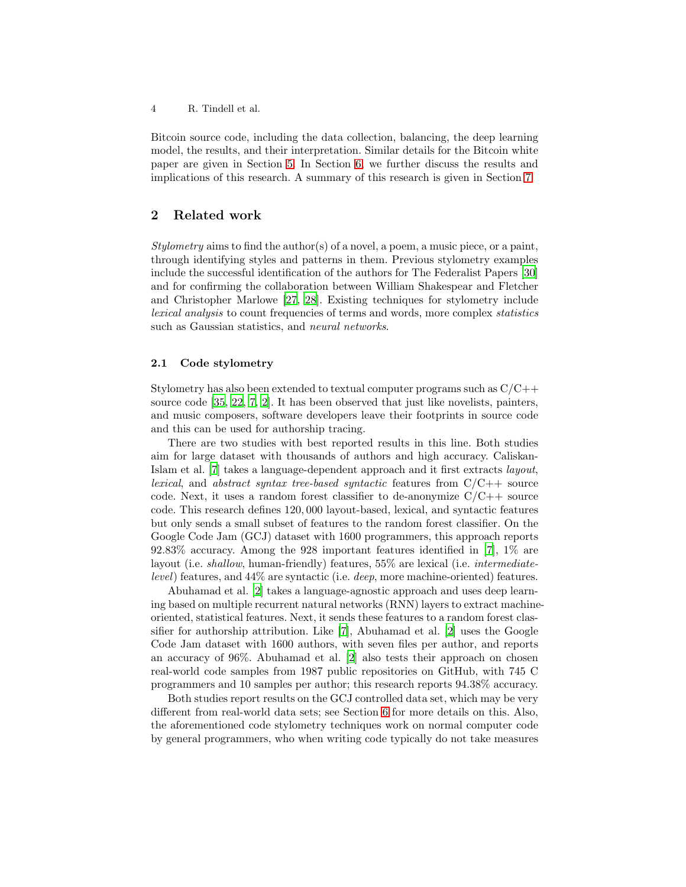Bitcoin source code, including the data collection, balancing, the deep learning model, the results, and their interpretation. Similar details for the Bitcoin white paper are given in Section 5. In Section 6, we further discuss the results and implications of this research. A summary of this research is given in Section 7.

## 2 Related work

*Stylometry* aims to find the author(s) of a novel, a poem, a music piece, or a paint, through identifying styles and patterns in them. Previous stylometry examples include the successful identification of the authors for The Federalist Papers [30] and for confirming the collaboration between William Shakespear and Fletcher and Christopher Marlowe [27, 28]. Existing techniques for stylometry include *lexical analysis* to count frequencies of terms and words, more complex *statistics* such as Gaussian statistics, and *neural networks*.

### 2.1 Code stylometry

Stylometry has also been extended to textual computer programs such as C/C++ source code [35, 22, 7, 2]. It has been observed that just like novelists, painters, and music composers, software developers leave their footprints in source code and this can be used for authorship tracing.

There are two studies with best reported results in this line. Both studies aim for large dataset with thousands of authors and high accuracy. Caliskan-Islam et al. [7] takes a language-dependent approach and it first extracts *layout*, *lexical*, and *abstract syntax tree-based syntactic* features from C/C++ source code. Next, it uses a random forest classifier to de-anonymize C/C++ source code. This research defines 120,000 layout-based, lexical, and syntactic features but only sends a small subset of features to the random forest classifier. On the Google Code Jam (GCJ) dataset with 1600 programmers, this approach reports 92.83% accuracy. Among the 928 important features identified in [7], 1% are layout (i.e. *shallow*, human-friendly) features, 55% are lexical (i.e. *intermediate-level*) features, and 44% are syntactic (i.e. *deep*, more machine-oriented) features.

Abuhamad et al. [2] takes a language-agnostic approach and uses deep learning based on multiple recurrent natural networks (RNN) layers to extract machine-oriented, statistical features. Next, it sends these features to a random forest classifier for authorship attribution. Like [7], Abuhamad et al. [2] uses the Google Code Jam dataset with 1600 authors, with seven files per author, and reports an accuracy of 96%. Abuhamad et al. [2] also tests their approach on chosen real-world code samples from 1987 public repositories on GitHub, with 745 C programmers and 10 samples per author; this research reports 94.38% accuracy.

Both studies report results on the GCJ controlled data set, which may be very different from real-world data sets; see Section 6 for more details on this. Also, the aforementioned code stylometry techniques work on normal computer code by general programmers, who when writing code typically do not take measures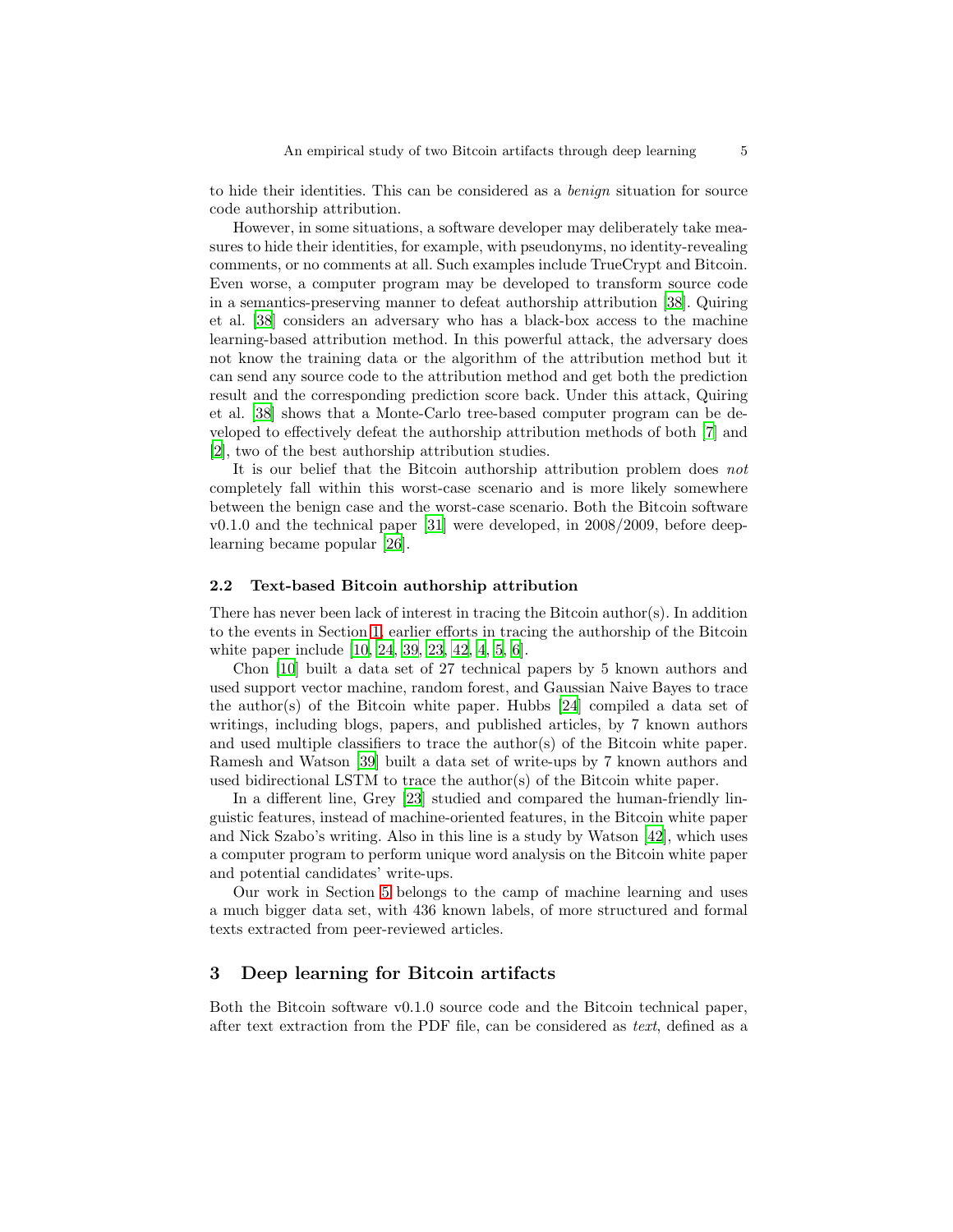to hide their identities. This can be considered as a *benign* situation for source code authorship attribution.

However, in some situations, a software developer may deliberately take measures to hide their identities, for example, with pseudonyms, no identity-revealing comments, or no comments at all. Such examples include TrueCrypt and Bitcoin. Even worse, a computer program may be developed to transform source code in a semantics-preserving manner to defeat authorship attribution [38]. Quiring et al. [38] considers an adversary who has a black-box access to the machine learning-based attribution method. In this powerful attack, the adversary does not know the training data or the algorithm of the attribution method but it can send any source code to the attribution method and get both the prediction result and the corresponding prediction score back. Under this attack, Quiring et al. [38] shows that a Monte-Carlo tree-based computer program can be developed to effectively defeat the authorship attribution methods of both [7] and [2], two of the best authorship attribution studies.

It is our belief that the Bitcoin authorship attribution problem does *not* completely fall within this worst-case scenario and is more likely somewhere between the benign case and the worst-case scenario. Both the Bitcoin software v0.1.0 and the technical paper [31] were developed, in 2008/2009, before deep-learning became popular [26].

### 2.2 Text-based Bitcoin authorship attribution

There has never been lack of interest in tracing the Bitcoin author(s). In addition to the events in Section 1, earlier efforts in tracing the authorship of the Bitcoin white paper include [10, 24, 39, 23, 42, 4, 5, 6].

Chon [10] built a data set of 27 technical papers by 5 known authors and used support vector machine, random forest, and Gaussian Naive Bayes to trace the author(s) of the Bitcoin white paper. Hubbs [24] compiled a data set of writings, including blogs, papers, and published articles, by 7 known authors and used multiple classifiers to trace the author(s) of the Bitcoin white paper. Ramesh and Watson [39] built a data set of write-ups by 7 known authors and used bidirectional LSTM to trace the author(s) of the Bitcoin white paper.

In a different line, Grey [23] studied and compared the human-friendly linguistic features, instead of machine-oriented features, in the Bitcoin white paper and Nick Szabo's writing. Also in this line is a study by Watson [42], which uses a computer program to perform unique word analysis on the Bitcoin white paper and potential candidates' write-ups.

Our work in Section 5 belongs to the camp of machine learning and uses a much bigger data set, with 436 known labels, of more structured and formal texts extracted from peer-reviewed articles.

## 3 Deep learning for Bitcoin artifacts

Both the Bitcoin software v0.1.0 source code and the Bitcoin technical paper, after text extraction from the PDF file, can be considered as *text*, defined as a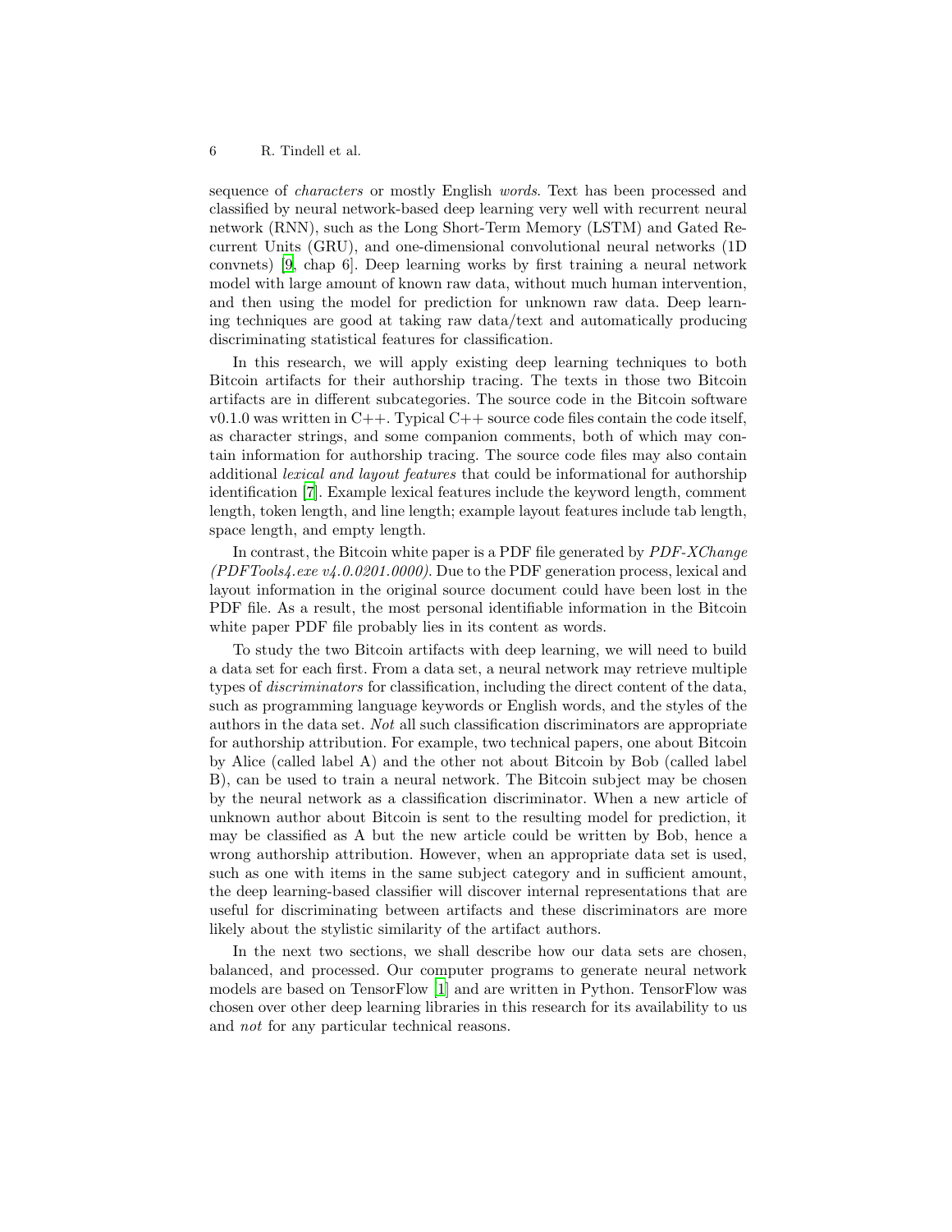sequence of *characters* or mostly English *words*. Text has been processed and classified by neural network-based deep learning very well with recurrent neural network (RNN), such as the Long Short-Term Memory (LSTM) and Gated Recurrent Units (GRU), and one-dimensional convolutional neural networks (1D convnets) [9, chap 6]. Deep learning works by first training a neural network model with large amount of known raw data, without much human intervention, and then using the model for prediction for unknown raw data. Deep learning techniques are good at taking raw data/text and automatically producing discriminating statistical features for classification.

In this research, we will apply existing deep learning techniques to both Bitcoin artifacts for their authorship tracing. The texts in those two Bitcoin artifacts are in different subcategories. The source code in the Bitcoin software v0.1.0 was written in C++. Typical C++ source code files contain the code itself, as character strings, and some companion comments, both of which may contain information for authorship tracing. The source code files may also contain additional *lexical and layout features* that could be informational for authorship identification [7]. Example lexical features include the keyword length, comment length, token length, and line length; example layout features include tab length, space length, and empty length.

In contrast, the Bitcoin white paper is a PDF file generated by *PDF-XChange (PDFTools4.exe v4.0.0201.0000)*. Due to the PDF generation process, lexical and layout information in the original source document could have been lost in the PDF file. As a result, the most personal identifiable information in the Bitcoin white paper PDF file probably lies in its content as words.

To study the two Bitcoin artifacts with deep learning, we will need to build a data set for each first. From a data set, a neural network may retrieve multiple types of *discriminators* for classification, including the direct content of the data, such as programming language keywords or English words, and the styles of the authors in the data set. *Not* all such classification discriminators are appropriate for authorship attribution. For example, two technical papers, one about Bitcoin by Alice (called label A) and the other not about Bitcoin by Bob (called label B), can be used to train a neural network. The Bitcoin subject may be chosen by the neural network as a classification discriminator. When a new article of unknown author about Bitcoin is sent to the resulting model for prediction, it may be classified as A but the new article could be written by Bob, hence a wrong authorship attribution. However, when an appropriate data set is used, such as one with items in the same subject category and in sufficient amount, the deep learning-based classifier will discover internal representations that are useful for discriminating between artifacts and these discriminators are more likely about the stylistic similarity of the artifact authors.

In the next two sections, we shall describe how our data sets are chosen, balanced, and processed. Our computer programs to generate neural network models are based on TensorFlow [1] and are written in Python. TensorFlow was chosen over other deep learning libraries in this research for its availability to us and *not* for any particular technical reasons.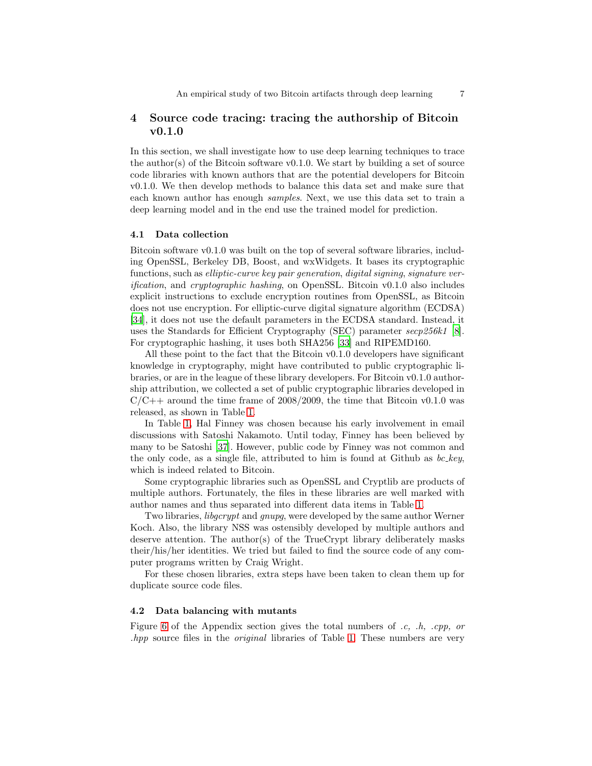## 4 Source code tracing: tracing the authorship of Bitcoin v0.1.0

In this section, we shall investigate how to use deep learning techniques to trace the author(s) of the Bitcoin software v0.1.0. We start by building a set of source code libraries with known authors that are the potential developers for Bitcoin v0.1.0. We then develop methods to balance this data set and make sure that each known author has enough *samples*. Next, we use this data set to train a deep learning model and in the end use the trained model for prediction.

### 4.1 Data collection

Bitcoin software v0.1.0 was built on the top of several software libraries, including OpenSSL, Berkeley DB, Boost, and wxWidgets. It bases its cryptographic functions, such as *elliptic-curve key pair generation*, *digital signing*, *signature verification*, and *cryptographic hashing*, on OpenSSL. Bitcoin v0.1.0 also includes explicit instructions to exclude encryption routines from OpenSSL, as Bitcoin does not use encryption. For elliptic-curve digital signature algorithm (ECDSA) [34], it does not use the default parameters in the ECDSA standard. Instead, it uses the Standards for Efficient Cryptography (SEC) parameter *secp256k1* [8]. For cryptographic hashing, it uses both SHA256 [33] and RIPEMD160.

All these point to the fact that the Bitcoin v0.1.0 developers have significant knowledge in cryptography, might have contributed to public cryptographic libraries, or are in the league of these library developers. For Bitcoin v0.1.0 authorship attribution, we collected a set of public cryptographic libraries developed in C/C++ around the time frame of 2008/2009, the time that Bitcoin v0.1.0 was released, as shown in Table 1.

In Table 1, Hal Finney was chosen because his early involvement in email discussions with Satoshi Nakamoto. Until today, Finney has been believed by many to be Satoshi [37]. However, public code by Finney was not common and the only code, as a single file, attributed to him is found at Github as *bc_key*, which is indeed related to Bitcoin.

Some cryptographic libraries such as OpenSSL and Cryptlib are products of multiple authors. Fortunately, the files in these libraries are well marked with author names and thus separated into different data items in Table 1.

Two libraries, *libgcrypt* and *gnupg*, were developed by the same author Werner Koch. Also, the library NSS was ostensibly developed by multiple authors and deserve attention. The author(s) of the TrueCrypt library deliberately masks their/his/her identities. We tried but failed to find the source code of any computer programs written by Craig Wright.

For these chosen libraries, extra steps have been taken to clean them up for duplicate source code files.

### 4.2 Data balancing with mutants

Figure 6 of the Appendix section gives the total numbers of *.c, .h, .cpp, or .hpp* source files in the *original* libraries of Table 1. These numbers are very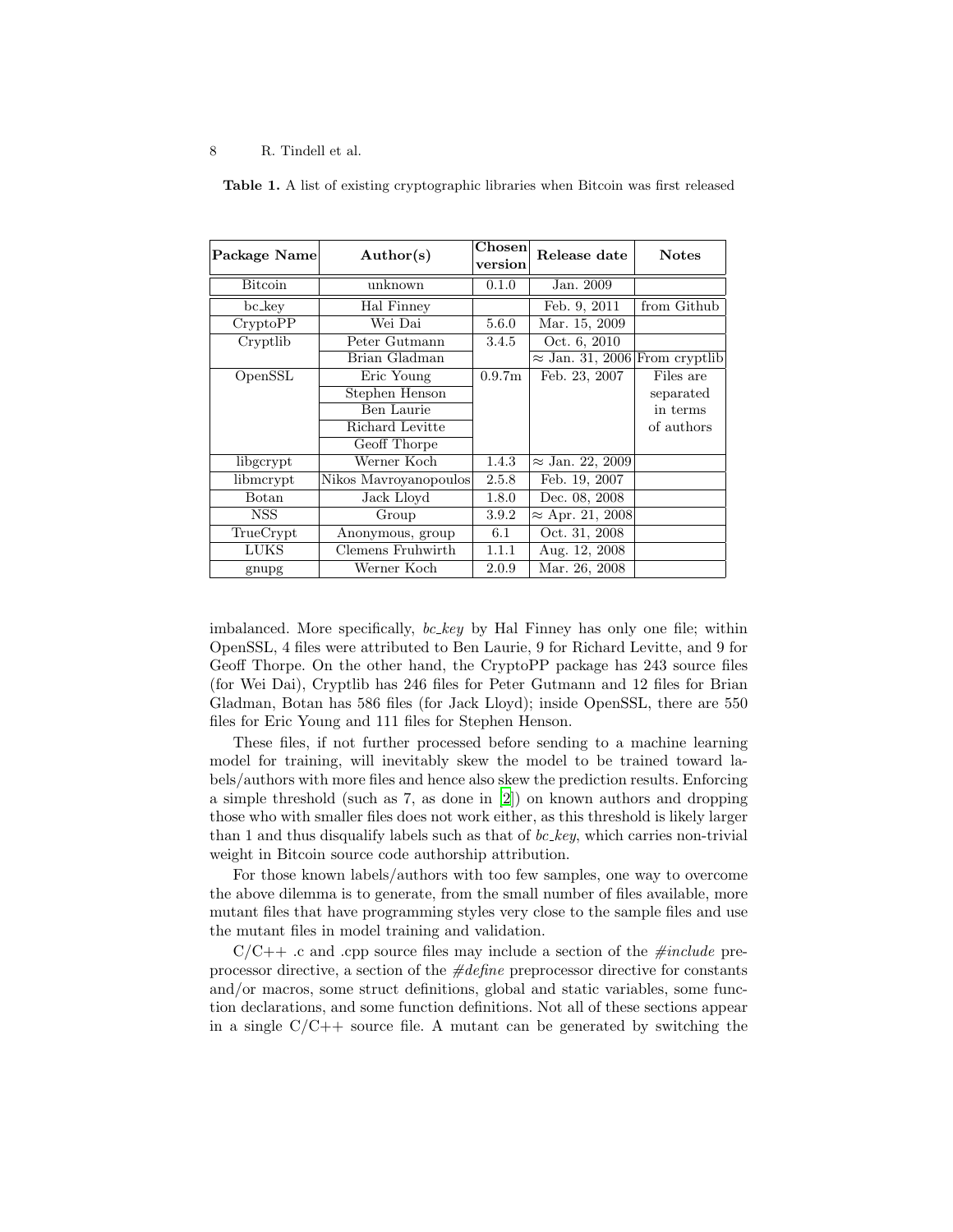**Table 1.** A list of existing cryptographic libraries when Bitcoin was first released

| Package Name | Author(s) | Chosen version | Release date | Notes |
| --- | --- | --- | --- | --- |
| Bitcoin | unknown | 0.1.0 | Jan. 2009 | |
| bc_key | Hal Finney | | Feb. 9, 2011 | from Github |
| CryptoPP | Wei Dai | 5.6.0 | Mar. 15, 2009 | |
| Cryptlib | Peter Gutmann | 3.4.5 | Oct. 6, 2010 | |
| | Brian Gladman | | ≈ Jan. 31, 2006 | From cryptlib |
| OpenSSL | Eric Young | 0.9.7m | Feb. 23, 2007 | Files are separated in terms of authors |
| | Stephen Henson | | | |
| | Ben Laurie | | | |
| | Richard Levitte | | | |
| | Geoff Thorpe | | | |
| libgcrypt | Werner Koch | 1.4.3 | ≈ Jan. 22, 2009 | |
| libmcrypt | Nikos Mavroyanopoulos | 2.5.8 | Feb. 19, 2007 | |
| Botan | Jack Lloyd | 1.8.0 | Dec. 08, 2008 | |
| NSS | Group | 3.9.2 | ≈ Apr. 21, 2008 | |
| TrueCrypt | Anonymous, group | 6.1 | Oct. 31, 2008 | |
| LUKS | Clemens Fruhwirth | 1.1.1 | Aug. 12, 2008 | |
| gnupg | Werner Koch | 2.0.9 | Mar. 26, 2008 | |

imbalanced. More specifically, *bc_key* by Hal Finney has only one file; within OpenSSL, 4 files were attributed to Ben Laurie, 9 for Richard Levitte, and 9 for Geoff Thorpe. On the other hand, the CryptoPP package has 243 source files (for Wei Dai), Cryptlib has 246 files for Peter Gutmann and 12 files for Brian Gladman, Botan has 586 files (for Jack Lloyd); inside OpenSSL, there are 550 files for Eric Young and 111 files for Stephen Henson.

These files, if not further processed before sending to a machine learning model for training, will inevitably skew the model to be trained toward labels/authors with more files and hence also skew the prediction results. Enforcing a simple threshold (such as 7, as done in [2]) on known authors and dropping those who with smaller files does not work either, as this threshold is likely larger than 1 and thus disqualify labels such as that of *bc_key*, which carries non-trivial weight in Bitcoin source code authorship attribution.

For those known labels/authors with too few samples, one way to overcome the above dilemma is to generate, from the small number of files available, more mutant files that have programming styles very close to the sample files and use the mutant files in model training and validation.

C/C++ .c and .cpp source files may include a section of the *#include* preprocessor directive, a section of the *#define* preprocessor directive for constants and/or macros, some struct definitions, global and static variables, some function declarations, and some function definitions. Not all of these sections appear in a single C/C++ source file. A mutant can be generated by switching the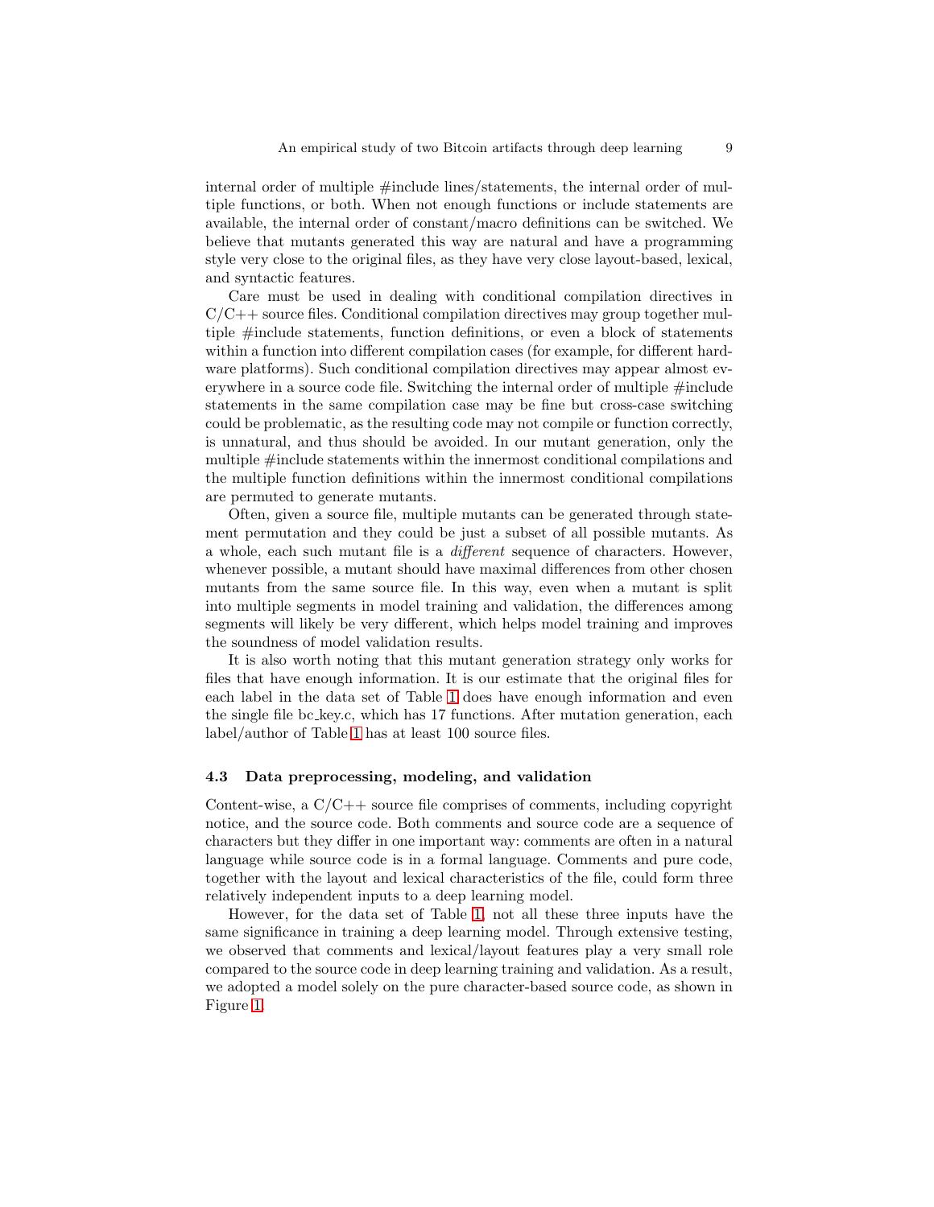internal order of multiple #include lines/statements, the internal order of multiple functions, or both. When not enough functions or include statements are available, the internal order of constant/macro definitions can be switched. We believe that mutants generated this way are natural and have a programming style very close to the original files, as they have very close layout-based, lexical, and syntactic features.

Care must be used in dealing with conditional compilation directives in C/C++ source files. Conditional compilation directives may group together multiple #include statements, function definitions, or even a block of statements within a function into different compilation cases (for example, for different hardware platforms). Such conditional compilation directives may appear almost everywhere in a source code file. Switching the internal order of multiple #include statements in the same compilation case may be fine but cross-case switching could be problematic, as the resulting code may not compile or function correctly, is unnatural, and thus should be avoided. In our mutant generation, only the multiple #include statements within the innermost conditional compilations and the multiple function definitions within the innermost conditional compilations are permuted to generate mutants.

Often, given a source file, multiple mutants can be generated through statement permutation and they could be just a subset of all possible mutants. As a whole, each such mutant file is a *different* sequence of characters. However, whenever possible, a mutant should have maximal differences from other chosen mutants from the same source file. In this way, even when a mutant is split into multiple segments in model training and validation, the differences among segments will likely be very different, which helps model training and improves the soundness of model validation results.

It is also worth noting that this mutant generation strategy only works for files that have enough information. It is our estimate that the original files for each label in the data set of Table 1 does have enough information and even the single file bc_key.c, which has 17 functions. After mutation generation, each label/author of Table 1 has at least 100 source files.

### 4.3 Data preprocessing, modeling, and validation

Content-wise, a C/C++ source file comprises of comments, including copyright notice, and the source code. Both comments and source code are a sequence of characters but they differ in one important way: comments are often in a natural language while source code is in a formal language. Comments and pure code, together with the layout and lexical characteristics of the file, could form three relatively independent inputs to a deep learning model.

However, for the data set of Table 1, not all these three inputs have the same significance in training a deep learning model. Through extensive testing, we observed that comments and lexical/layout features play a very small role compared to the source code in deep learning training and validation. As a result, we adopted a model solely on the pure character-based source code, as shown in Figure 1.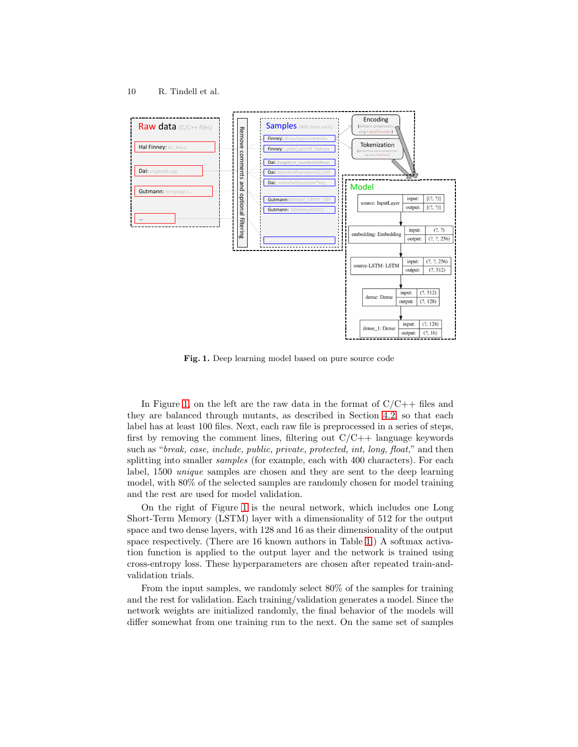**Fig. 1.** Deep learning model based on pure source code

In Figure 1, on the left are the raw data in the format of C/C++ files and they are balanced through mutants, as described in Section 4.2, so that each label has at least 100 files. Next, each raw file is preprocessed in a series of steps, first by removing the comment lines, filtering out C/C++ language keywords such as "*break, case, include, public, private, protected, int, long, float,*" and then splitting into smaller *samples* (for example, each with 400 characters). For each label, 1500 *unique* samples are chosen and they are sent to the deep learning model, with 80% of the selected samples are randomly chosen for model training and the rest are used for model validation.

On the right of Figure 1 is the neural network, which includes one Long Short-Term Memory (LSTM) layer with a dimensionality of 512 for the output space and two dense layers, with 128 and 16 as their dimensionality of the output space respectively. (There are 16 known authors in Table 1.) A softmax activation function is applied to the output layer and the network is trained using cross-entropy loss. These hyperparameters are chosen after repeated train-and-validation trials.

From the input samples, we randomly select 80% of the samples for training and the rest for validation. Each training/validation generates a model. Since the network weights are initialized randomly, the final behavior of the models will differ somewhat from one training run to the next. On the same set of samples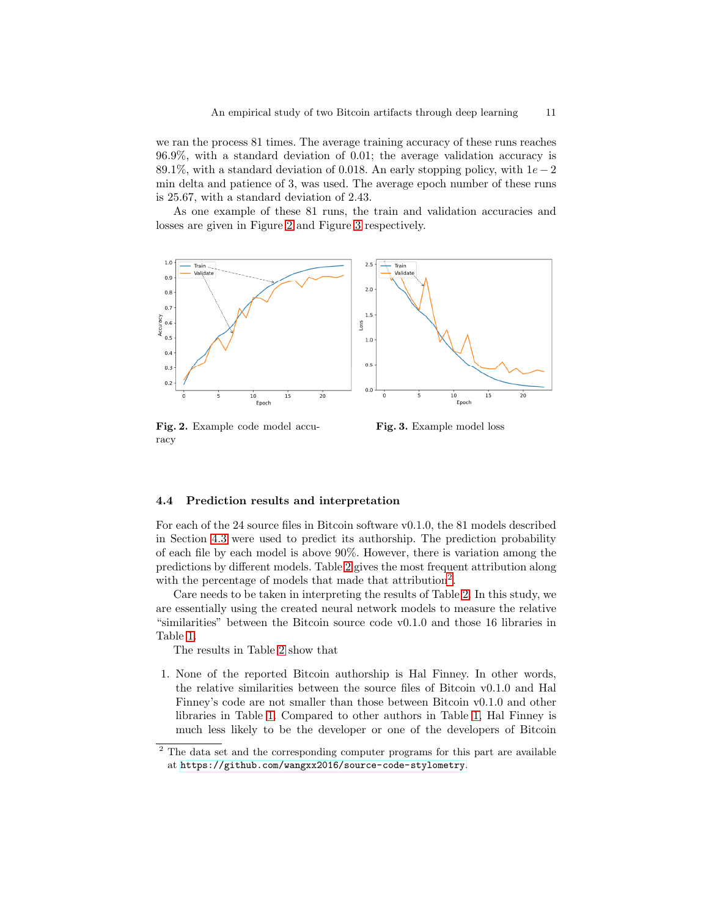we ran the process 81 times. The average training accuracy of these runs reaches 96.9%, with a standard deviation of 0.01; the average validation accuracy is 89.1%, with a standard deviation of 0.018. An early stopping policy, with $1e-2$ min delta and patience of 3, was used. The average epoch number of these runs is 25.67, with a standard deviation of 2.43.

As one example of these 81 runs, the train and validation accuracies and losses are given in Figure 2 and Figure 3 respectively.

**Fig. 2.** Example code model accuracy

**Fig. 3.** Example model loss

### 4.4 Prediction results and interpretation

For each of the 24 source files in Bitcoin software v0.1.0, the 81 models described in Section 4.3 were used to predict its authorship. The prediction probability of each file by each model is above 90%. However, there is variation among the predictions by different models. Table 2 gives the most frequent attribution along with the percentage of models that made that attribution[2].

Care needs to be taken in interpreting the results of Table 2. In this study, we are essentially using the created neural network models to measure the relative "similarities" between the Bitcoin source code v0.1.0 and those 16 libraries in Table 1.

The results in Table 2 show that

1. None of the reported Bitcoin authorship is Hal Finney. In other words, the relative similarities between the source files of Bitcoin v0.1.0 and Hal Finney's code are not smaller than those between Bitcoin v0.1.0 and other libraries in Table 1. Compared to other authors in Table 1, Hal Finney is much less likely to be the developer or one of the developers of Bitcoin

[2] The data set and the corresponding computer programs for this part are available at https://github.com/wangxx2016/source-code-stylometry.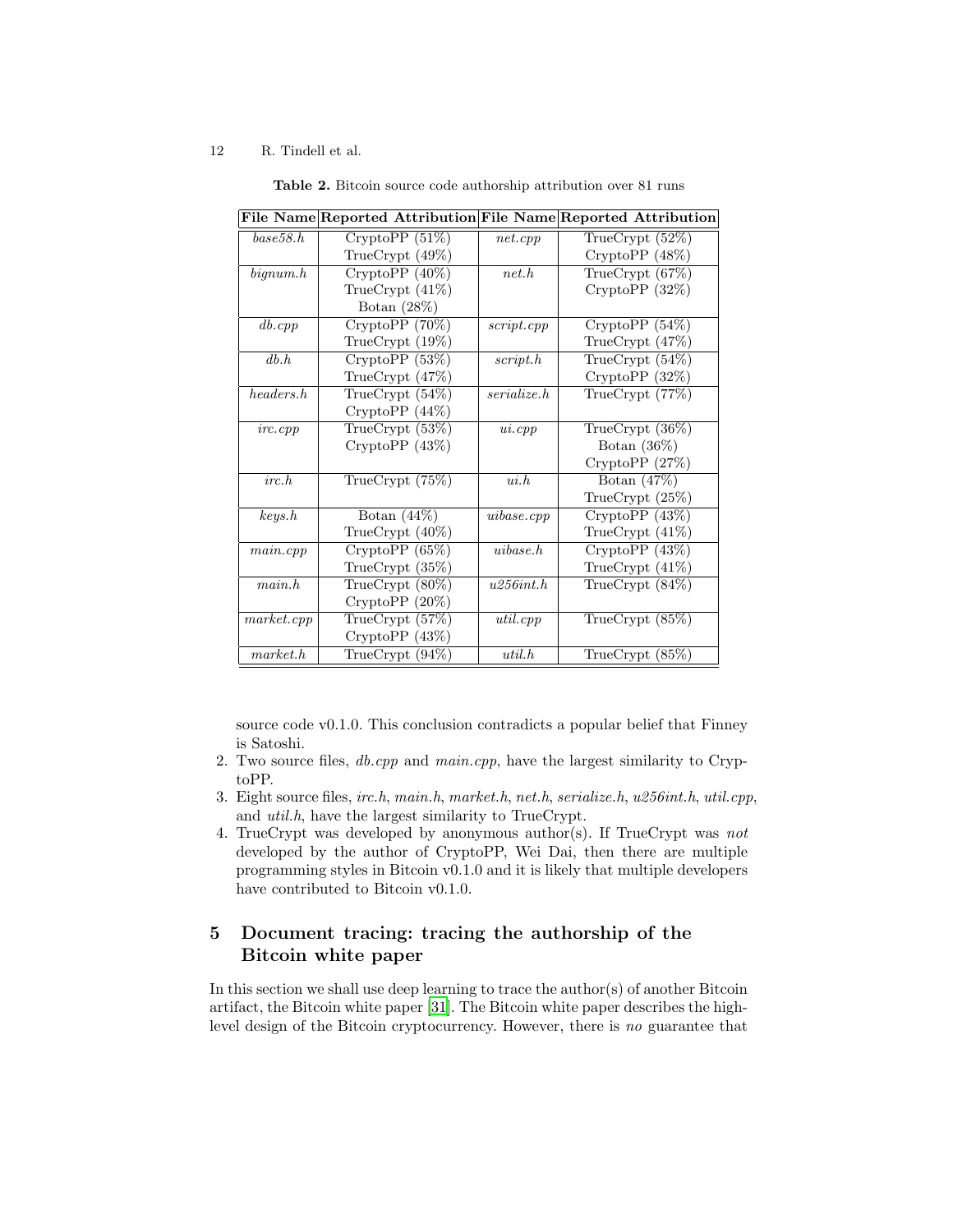**Table 2.** Bitcoin source code authorship attribution over 81 runs

| File Name | Reported Attribution | File Name | Reported Attribution |
|---|---|---|---|
| *base58.h* | CryptoPP (51%)<br>TrueCrypt (49%) | *net.cpp* | TrueCrypt (52%)<br>CryptoPP (48%) |
| *bignum.h* | CryptoPP (40%)<br>TrueCrypt (41%)<br>Botan (28%) | *net.h* | TrueCrypt (67%)<br>CryptoPP (32%) |
| *db.cpp* | CryptoPP (70%)<br>TrueCrypt (19%) | *script.cpp* | CryptoPP (54%)<br>TrueCrypt (47%) |
| *db.h* | CryptoPP (53%)<br>TrueCrypt (47%) | *script.h* | TrueCrypt (54%)<br>CryptoPP (32%) |
| *headers.h* | TrueCrypt (54%)<br>CryptoPP (44%) | *serialize.h* | TrueCrypt (77%) |
| *irc.cpp* | TrueCrypt (53%)<br>CryptoPP (43%) | *ui.cpp* | TrueCrypt (36%)<br>Botan (36%)<br>CryptoPP (27%) |
| *irc.h* | TrueCrypt (75%) | *ui.h* | Botan (47%)<br>TrueCrypt (25%) |
| *keys.h* | Botan (44%)<br>TrueCrypt (40%) | *uibase.cpp* | CryptoPP (43%)<br>TrueCrypt (41%) |
| *main.cpp* | CryptoPP (65%)<br>TrueCrypt (35%) | *uibase.h* | CryptoPP (43%)<br>TrueCrypt (41%) |
| *main.h* | TrueCrypt (80%)<br>CryptoPP (20%) | *u256int.h* | TrueCrypt (84%) |
| *market.cpp* | TrueCrypt (57%)<br>CryptoPP (43%) | *util.cpp* | TrueCrypt (85%) |
| *market.h* | TrueCrypt (94%) | *util.h* | TrueCrypt (85%) |

source code v0.1.0. This conclusion contradicts a popular belief that Finney is Satoshi.

2. Two source files, *db.cpp* and *main.cpp*, have the largest similarity to CryptoPP.
3. Eight source files, *irc.h*, *main.h*, *market.h*, *net.h*, *serialize.h*, *u256int.h*, *util.cpp*, and *util.h*, have the largest similarity to TrueCrypt.
4. TrueCrypt was developed by anonymous author(s). If TrueCrypt was *not* developed by the author of CryptoPP, Wei Dai, then there are multiple programming styles in Bitcoin v0.1.0 and it is likely that multiple developers have contributed to Bitcoin v0.1.0.

## 5 Document tracing: tracing the authorship of the Bitcoin white paper

In this section we shall use deep learning to trace the author(s) of another Bitcoin artifact, the Bitcoin white paper [31]. The Bitcoin white paper describes the high-level design of the Bitcoin cryptocurrency. However, there is *no* guarantee that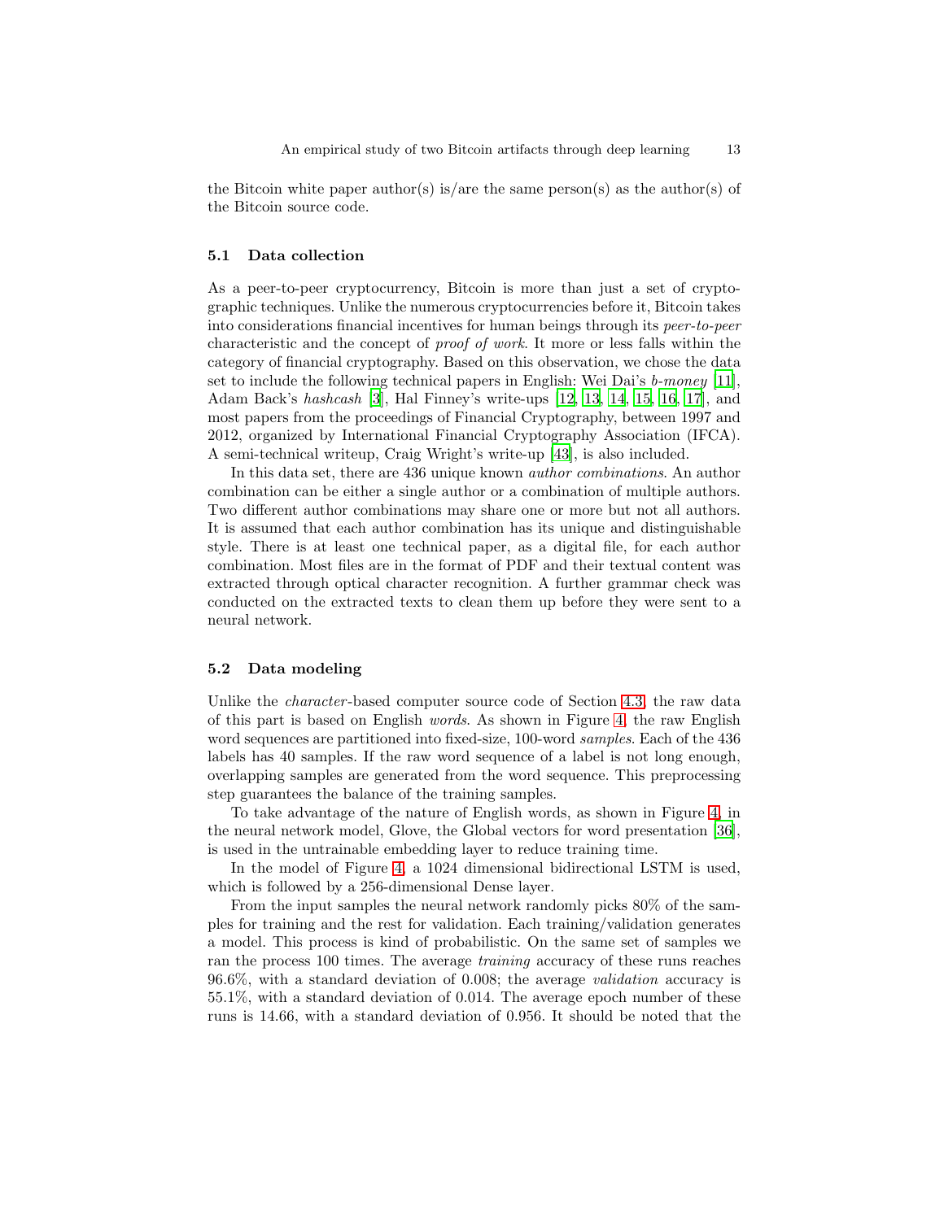the Bitcoin white paper author(s) is/are the same person(s) as the author(s) of the Bitcoin source code.

### 5.1 Data collection

As a peer-to-peer cryptocurrency, Bitcoin is more than just a set of cryptographic techniques. Unlike the numerous cryptocurrencies before it, Bitcoin takes into considerations financial incentives for human beings through its *peer-to-peer* characteristic and the concept of *proof of work*. It more or less falls within the category of financial cryptography. Based on this observation, we chose the data set to include the following technical papers in English: Wei Dai's *b-money* [11], Adam Back's *hashcash* [3], Hal Finney's write-ups [12, 13, 14, 15, 16, 17], and most papers from the proceedings of Financial Cryptography, between 1997 and 2012, organized by International Financial Cryptography Association (IFCA). A semi-technical writeup, Craig Wright's write-up [43], is also included.

In this data set, there are 436 unique known *author combinations*. An author combination can be either a single author or a combination of multiple authors. Two different author combinations may share one or more but not all authors. It is assumed that each author combination has its unique and distinguishable style. There is at least one technical paper, as a digital file, for each author combination. Most files are in the format of PDF and their textual content was extracted through optical character recognition. A further grammar check was conducted on the extracted texts to clean them up before they were sent to a neural network.

### 5.2 Data modeling

Unlike the *character*-based computer source code of Section 4.3, the raw data of this part is based on English *words*. As shown in Figure 4, the raw English word sequences are partitioned into fixed-size, 100-word *samples*. Each of the 436 labels has 40 samples. If the raw word sequence of a label is not long enough, overlapping samples are generated from the word sequence. This preprocessing step guarantees the balance of the training samples.

To take advantage of the nature of English words, as shown in Figure 4, in the neural network model, Glove, the Global vectors for word presentation [36], is used in the untrainable embedding layer to reduce training time.

In the model of Figure 4, a 1024 dimensional bidirectional LSTM is used, which is followed by a 256-dimensional Dense layer.

From the input samples the neural network randomly picks 80% of the samples for training and the rest for validation. Each training/validation generates a model. This process is kind of probabilistic. On the same set of samples we ran the process 100 times. The average *training* accuracy of these runs reaches 96.6%, with a standard deviation of 0.008; the average *validation* accuracy is 55.1%, with a standard deviation of 0.014. The average epoch number of these runs is 14.66, with a standard deviation of 0.956. It should be noted that the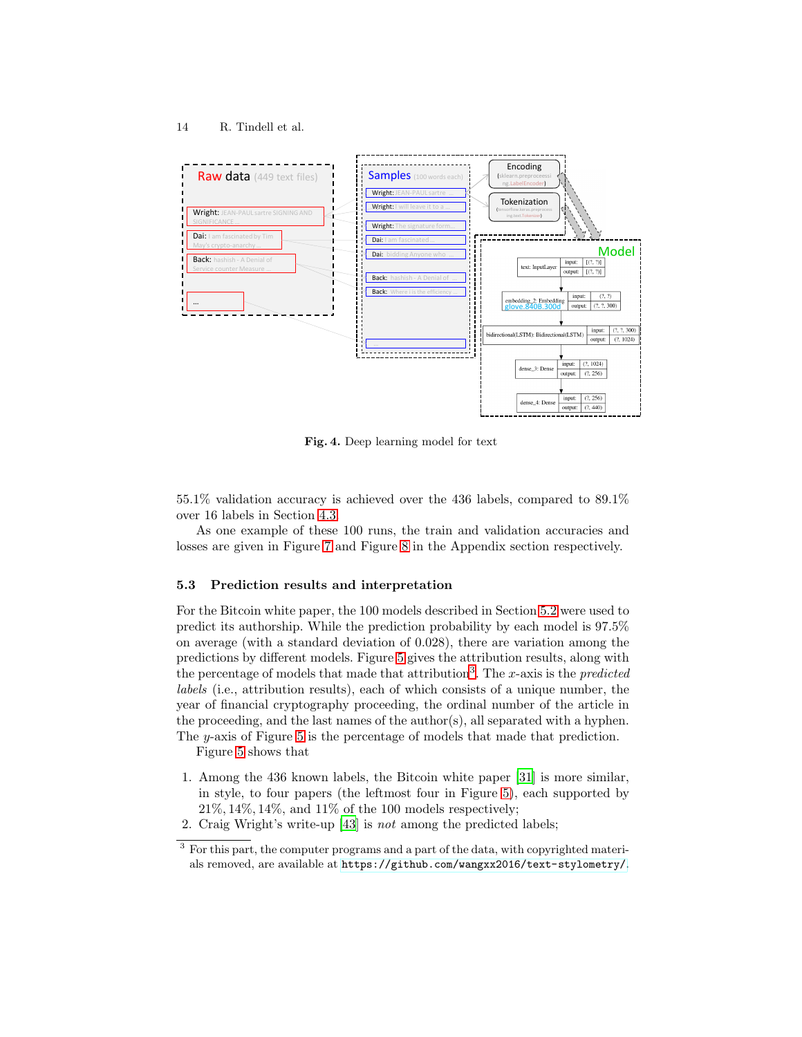**Fig. 4.** Deep learning model for text

55.1% validation accuracy is achieved over the 436 labels, compared to 89.1% over 16 labels in Section 4.3.

As one example of these 100 runs, the train and validation accuracies and losses are given in Figure 7 and Figure 8 in the Appendix section respectively.

### 5.3 Prediction results and interpretation

For the Bitcoin white paper, the 100 models described in Section 5.2 were used to predict its authorship. While the prediction probability by each model is 97.5% on average (with a standard deviation of 0.028), there are variation among the predictions by different models. Figure 5 gives the attribution results, along with the percentage of models that made that attribution[3]. The $x$-axis is the *predicted labels* (i.e., attribution results), each of which consists of a unique number, the year of financial cryptography proceeding, the ordinal number of the article in the proceeding, and the last names of the author(s), all separated with a hyphen. The $y$-axis of Figure 5 is the percentage of models that made that prediction.

Figure 5 shows that

1. Among the 436 known labels, the Bitcoin white paper [31] is more similar, in style, to four papers (the leftmost four in Figure 5), each supported by 21%, 14%, 14%, and 11% of the 100 models respectively;
2. Craig Wright's write-up [43] is *not* among the predicted labels;

[3] For this part, the computer programs and a part of the data, with copyrighted materials removed, are available at https://github.com/wangxx2016/text-stylometry/.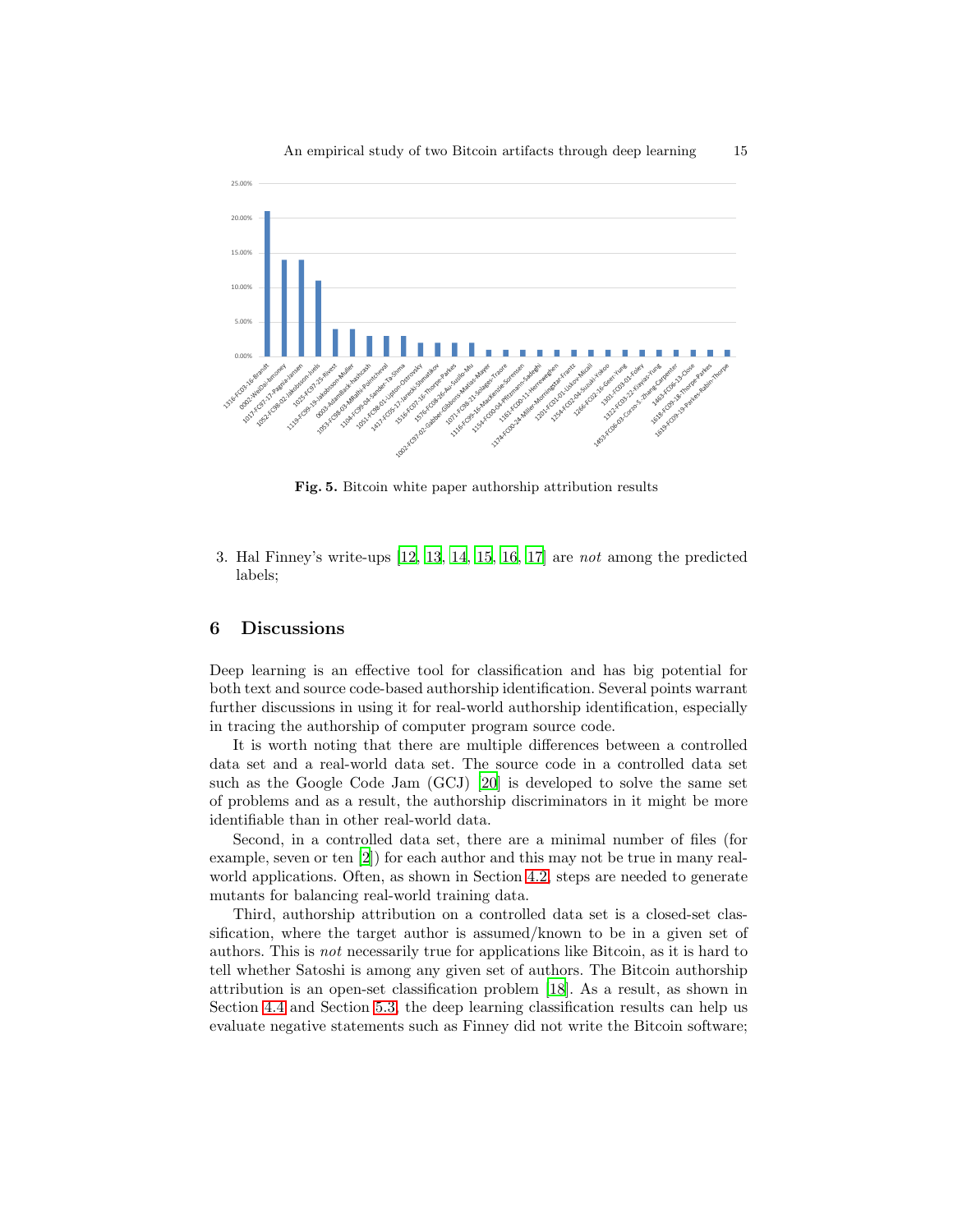**Fig. 5.** Bitcoin white paper authorship attribution results

3. Hal Finney's write-ups [12, 13, 14, 15, 16, 17] are *not* among the predicted labels;

## 6 Discussions

Deep learning is an effective tool for classification and has big potential for both text and source code-based authorship identification. Several points warrant further discussions in using it for real-world authorship identification, especially in tracing the authorship of computer program source code.

It is worth noting that there are multiple differences between a controlled data set and a real-world data set. The source code in a controlled data set such as the Google Code Jam (GCJ) [20] is developed to solve the same set of problems and as a result, the authorship discriminators in it might be more identifiable than in other real-world data.

Second, in a controlled data set, there are a minimal number of files (for example, seven or ten [2]) for each author and this may not be true in many real-world applications. Often, as shown in Section 4.2, steps are needed to generate mutants for balancing real-world training data.

Third, authorship attribution on a controlled data set is a closed-set classification, where the target author is assumed/known to be in a given set of authors. This is *not* necessarily true for applications like Bitcoin, as it is hard to tell whether Satoshi is among any given set of authors. The Bitcoin authorship attribution is an open-set classification problem [18]. As a result, as shown in Section 4.4 and Section 5.3, the deep learning classification results can help us evaluate negative statements such as Finney did not write the Bitcoin software;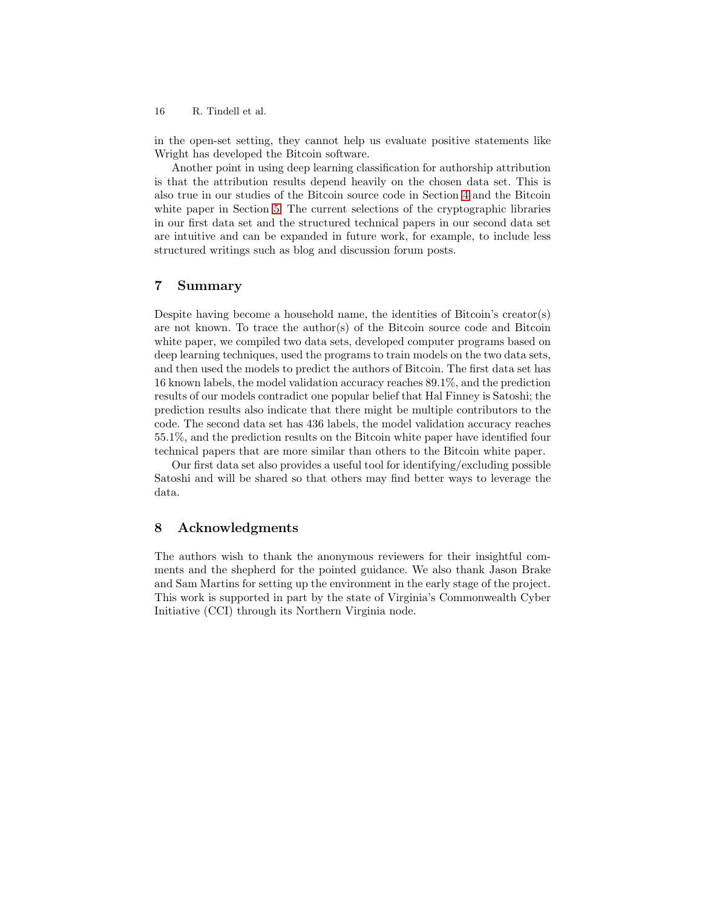in the open-set setting, they cannot help us evaluate positive statements like Wright has developed the Bitcoin software.

Another point in using deep learning classification for authorship attribution is that the attribution results depend heavily on the chosen data set. This is also true in our studies of the Bitcoin source code in Section 4 and the Bitcoin white paper in Section 5. The current selections of the cryptographic libraries in our first data set and the structured technical papers in our second data set are intuitive and can be expanded in future work, for example, to include less structured writings such as blog and discussion forum posts.

## 7 Summary

Despite having become a household name, the identities of Bitcoin's creator(s) are not known. To trace the author(s) of the Bitcoin source code and Bitcoin white paper, we compiled two data sets, developed computer programs based on deep learning techniques, used the programs to train models on the two data sets, and then used the models to predict the authors of Bitcoin. The first data set has 16 known labels, the model validation accuracy reaches 89.1%, and the prediction results of our models contradict one popular belief that Hal Finney is Satoshi; the prediction results also indicate that there might be multiple contributors to the code. The second data set has 436 labels, the model validation accuracy reaches 55.1%, and the prediction results on the Bitcoin white paper have identified four technical papers that are more similar than others to the Bitcoin white paper.

Our first data set also provides a useful tool for identifying/excluding possible Satoshi and will be shared so that others may find better ways to leverage the data.

## 8 Acknowledgments

The authors wish to thank the anonymous reviewers for their insightful comments and the shepherd for the pointed guidance. We also thank Jason Brake and Sam Martins for setting up the environment in the early stage of the project. This work is supported in part by the state of Virginia's Commonwealth Cyber Initiative (CCI) through its Northern Virginia node.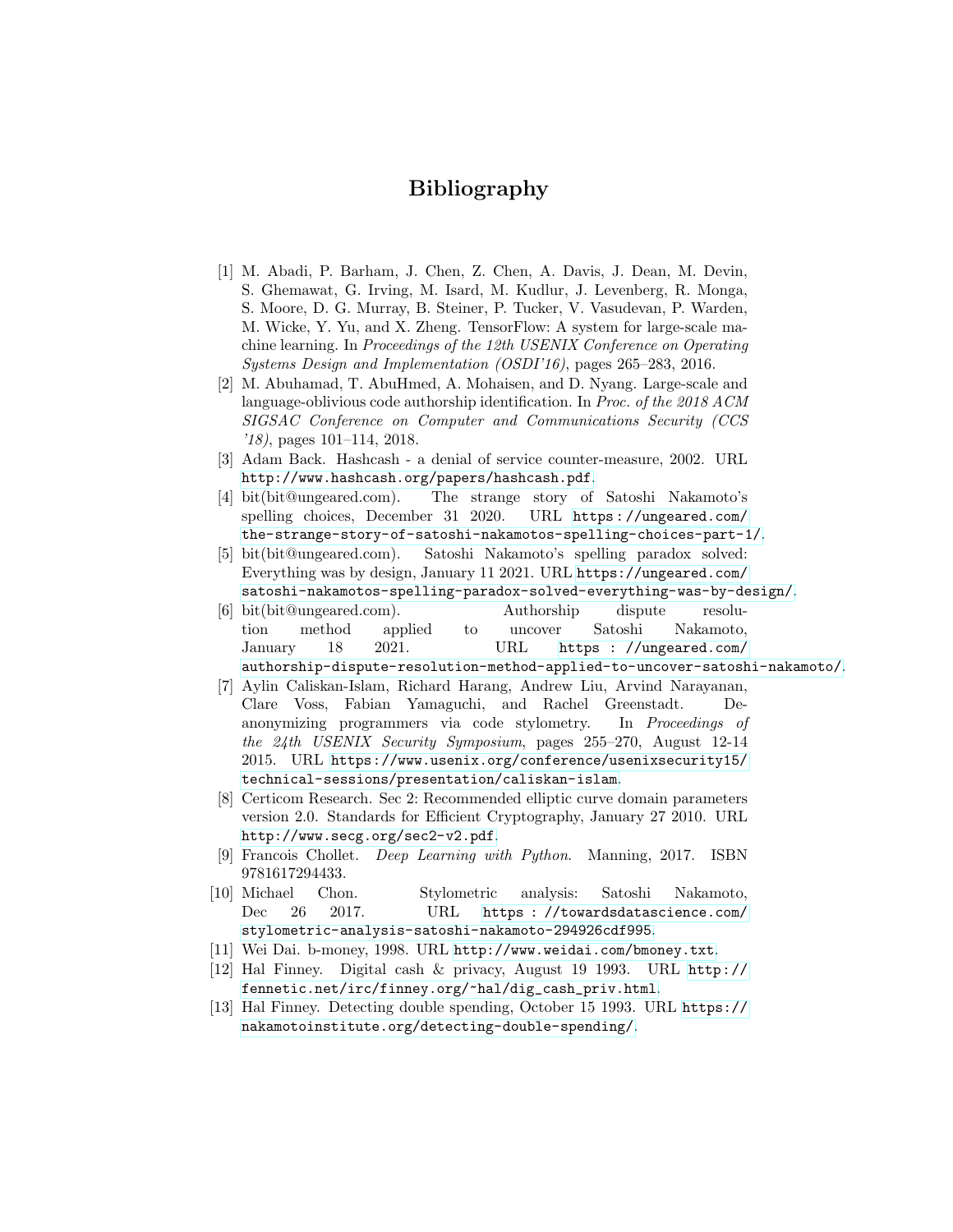# Bibliography

[1] M. Abadi, P. Barham, J. Chen, Z. Chen, A. Davis, J. Dean, M. Devin, S. Ghemawat, G. Irving, M. Isard, M. Kudlur, J. Levenberg, R. Monga, S. Moore, D. G. Murray, B. Steiner, P. Tucker, V. Vasudevan, P. Warden, M. Wicke, Y. Yu, and X. Zheng. TensorFlow: A system for large-scale machine learning. In *Proceedings of the 12th USENIX Conference on Operating Systems Design and Implementation (OSDI'16)*, pages 265–283, 2016.

[2] M. Abuhamad, T. AbuHmed, A. Mohaisen, and D. Nyang. Large-scale and language-oblivious code authorship identification. In *Proc. of the 2018 ACM SIGSAC Conference on Computer and Communications Security (CCS '18)*, pages 101–114, 2018.

[3] Adam Back. Hashcash - a denial of service counter-measure, 2002. URL http://www.hashcash.org/papers/hashcash.pdf.

[4] bit(bit@ungeared.com). The strange story of Satoshi Nakamoto's spelling choices, December 31 2020. URL https://ungeared.com/the-strange-story-of-satoshi-nakamotos-spelling-choices-part-1/.

[5] bit(bit@ungeared.com). Satoshi Nakamoto's spelling paradox solved: Everything was by design, January 11 2021. URL https://ungeared.com/satoshi-nakamotos-spelling-paradox-solved-everything-was-by-design/.

[6] bit(bit@ungeared.com). Authorship dispute resolution method applied to uncover Satoshi Nakamoto, January 18 2021. URL https://ungeared.com/authorship-dispute-resolution-method-applied-to-uncover-satoshi-nakamoto/.

[7] Aylin Caliskan-Islam, Richard Harang, Andrew Liu, Arvind Narayanan, Clare Voss, Fabian Yamaguchi, and Rachel Greenstadt. De-anonymizing programmers via code stylometry. In *Proceedings of the 24th USENIX Security Symposium*, pages 255–270, August 12-14 2015. URL https://www.usenix.org/conference/usenixsecurity15/technical-sessions/presentation/caliskan-islam.

[8] Certicom Research. Sec 2: Recommended elliptic curve domain parameters version 2.0. Standards for Efficient Cryptography, January 27 2010. URL http://www.secg.org/sec2-v2.pdf.

[9] Francois Chollet. *Deep Learning with Python*. Manning, 2017. ISBN 9781617294433.

[10] Michael Chon. Stylometric analysis: Satoshi Nakamoto, Dec 26 2017. URL https://towardsdatascience.com/stylometric-analysis-satoshi-nakamoto-294926cdf995.

[11] Wei Dai. b-money, 1998. URL http://www.weidai.com/bmoney.txt.

[12] Hal Finney. Digital cash & privacy, August 19 1993. URL http://fennetic.net/irc/finney.org/~hal/dig_cash_priv.html.

[13] Hal Finney. Detecting double spending, October 15 1993. URL https://nakamotoinstitute.org/detecting-double-spending/.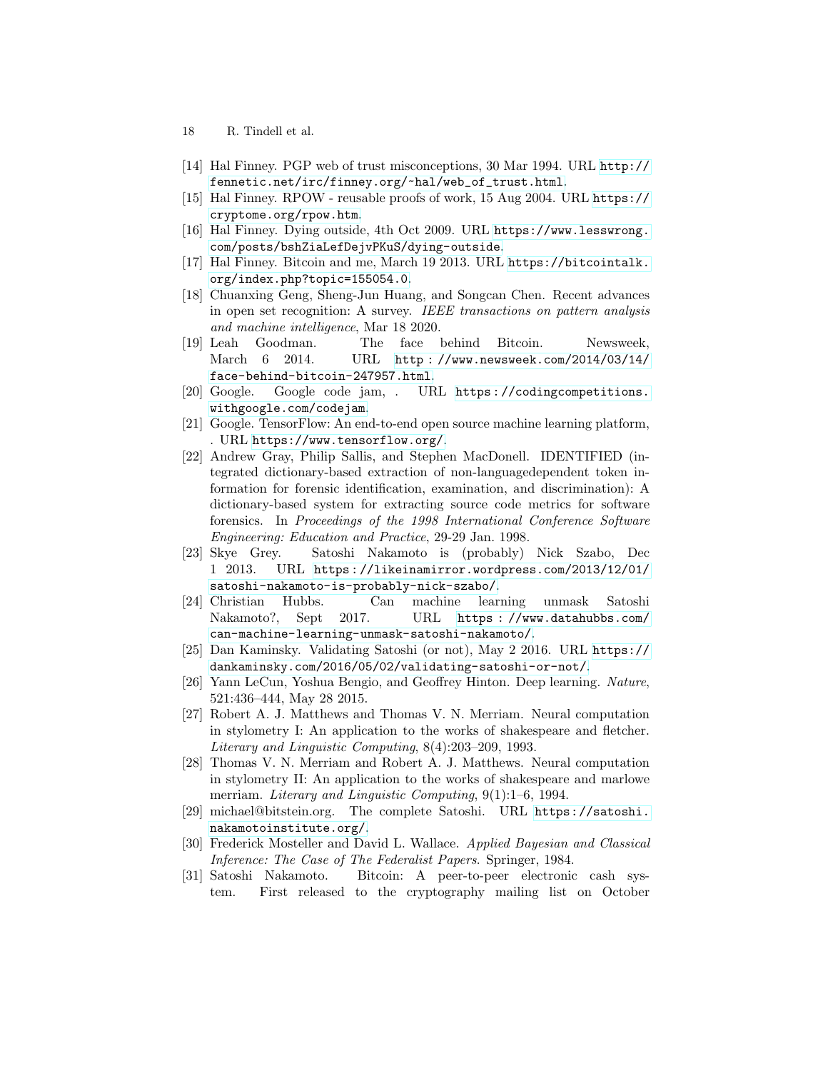[14] Hal Finney. PGP web of trust misconceptions, 30 Mar 1994. URL http://fennetic.net/irc/finney.org/~hal/web_of_trust.html.

[15] Hal Finney. RPOW - reusable proofs of work, 15 Aug 2004. URL https://cryptome.org/rpow.htm.

[16] Hal Finney. Dying outside, 4th Oct 2009. URL https://www.lesswrong.com/posts/bshZiaLefDejvPKuS/dying-outside.

[17] Hal Finney. Bitcoin and me, March 19 2013. URL https://bitcointalk.org/index.php?topic=155054.0.

[18] Chuanxing Geng, Sheng-Jun Huang, and Songcan Chen. Recent advances in open set recognition: A survey. *IEEE transactions on pattern analysis and machine intelligence*, Mar 18 2020.

[19] Leah Goodman. The face behind Bitcoin. Newsweek, March 6 2014. URL http://www.newsweek.com/2014/03/14/face-behind-bitcoin-247957.html.

[20] Google. Google code jam, . URL https://codingcompetitions.withgoogle.com/codejam.

[21] Google. TensorFlow: An end-to-end open source machine learning platform, . URL https://www.tensorflow.org/.

[22] Andrew Gray, Philip Sallis, and Stephen MacDonell. IDENTIFIED (integrated dictionary-based extraction of non-languagedependent token information for forensic identification, examination, and discrimination): A dictionary-based system for extracting source code metrics for software forensics. In *Proceedings of the 1998 International Conference Software Engineering: Education and Practice*, 29-29 Jan. 1998.

[23] Skye Grey. Satoshi Nakamoto is (probably) Nick Szabo, Dec 1 2013. URL https://likeinamirror.wordpress.com/2013/12/01/satoshi-nakamoto-is-probably-nick-szabo/.

[24] Christian Hubbs. Can machine learning unmask Satoshi Nakamoto?, Sept 2017. URL https://www.datahubbs.com/can-machine-learning-unmask-satoshi-nakamoto/.

[25] Dan Kaminsky. Validating Satoshi (or not), May 2 2016. URL https://dankaminsky.com/2016/05/02/validating-satoshi-or-not/.

[26] Yann LeCun, Yoshua Bengio, and Geoffrey Hinton. Deep learning. *Nature*, 521:436–444, May 28 2015.

[27] Robert A. J. Matthews and Thomas V. N. Merriam. Neural computation in stylometry I: An application to the works of shakespeare and fletcher. *Literary and Linguistic Computing*, 8(4):203–209, 1993.

[28] Thomas V. N. Merriam and Robert A. J. Matthews. Neural computation in stylometry II: An application to the works of shakespeare and marlowe merriam. *Literary and Linguistic Computing*, 9(1):1–6, 1994.

[29] michael@bitstein.org. The complete Satoshi. URL https://satoshi.nakamotoinstitute.org/.

[30] Frederick Mosteller and David L. Wallace. *Applied Bayesian and Classical Inference: The Case of The Federalist Papers*. Springer, 1984.

[31] Satoshi Nakamoto. Bitcoin: A peer-to-peer electronic cash system. First released to the cryptography mailing list on October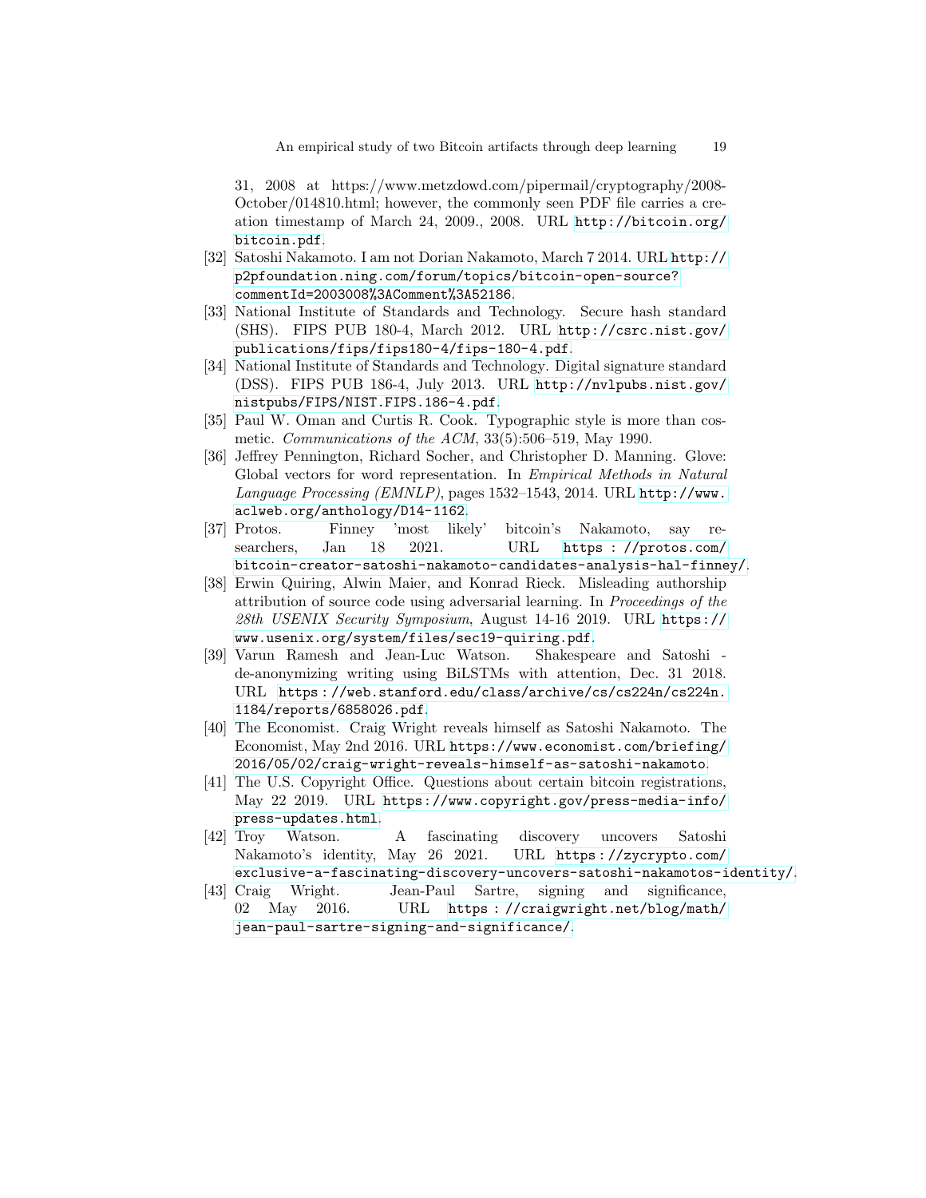31, 2008 at https://www.metzdowd.com/pipermail/cryptography/2008-October/014810.html; however, the commonly seen PDF file carries a creation timestamp of March 24, 2009., 2008. URL http://bitcoin.org/bitcoin.pdf.

[32] Satoshi Nakamoto. I am not Dorian Nakamoto, March 7 2014. URL http://p2pfoundation.ning.com/forum/topics/bitcoin-open-source?commentId=2003008%3AComment%3A52186.

[33] National Institute of Standards and Technology. Secure hash standard (SHS). FIPS PUB 180-4, March 2012. URL http://csrc.nist.gov/publications/fips/fips180-4/fips-180-4.pdf.

[34] National Institute of Standards and Technology. Digital signature standard (DSS). FIPS PUB 186-4, July 2013. URL http://nvlpubs.nist.gov/nistpubs/FIPS/NIST.FIPS.186-4.pdf.

[35] Paul W. Oman and Curtis R. Cook. Typographic style is more than cosmetic. *Communications of the ACM*, 33(5):506–519, May 1990.

[36] Jeffrey Pennington, Richard Socher, and Christopher D. Manning. Glove: Global vectors for word representation. In *Empirical Methods in Natural Language Processing (EMNLP)*, pages 1532–1543, 2014. URL http://www.aclweb.org/anthology/D14-1162.

[37] Protos. Finney 'most likely' bitcoin's Nakamoto, say researchers, Jan 18 2021. URL https : //protos.com/bitcoin-creator-satoshi-nakamoto-candidates-analysis-hal-finney/.

[38] Erwin Quiring, Alwin Maier, and Konrad Rieck. Misleading authorship attribution of source code using adversarial learning. In *Proceedings of the 28th USENIX Security Symposium*, August 14-16 2019. URL https://www.usenix.org/system/files/sec19-quiring.pdf.

[39] Varun Ramesh and Jean-Luc Watson. Shakespeare and Satoshi - de-anonymizing writing using BiLSTMs with attention, Dec. 31 2018. URL https : //web.stanford.edu/class/archive/cs/cs224n/cs224n.1184/reports/6858026.pdf.

[40] The Economist. Craig Wright reveals himself as Satoshi Nakamoto. The Economist, May 2nd 2016. URL https://www.economist.com/briefing/2016/05/02/craig-wright-reveals-himself-as-satoshi-nakamoto.

[41] The U.S. Copyright Office. Questions about certain bitcoin registrations, May 22 2019. URL https://www.copyright.gov/press-media-info/press-updates.html.

[42] Troy Watson. A fascinating discovery uncovers Satoshi Nakamoto's identity, May 26 2021. URL https : //zycrypto.com/exclusive-a-fascinating-discovery-uncovers-satoshi-nakamotos-identity/.

[43] Craig Wright. Jean-Paul Sartre, signing and significance, 02 May 2016. URL https : //craigwright.net/blog/math/jean-paul-sartre-signing-and-significance/.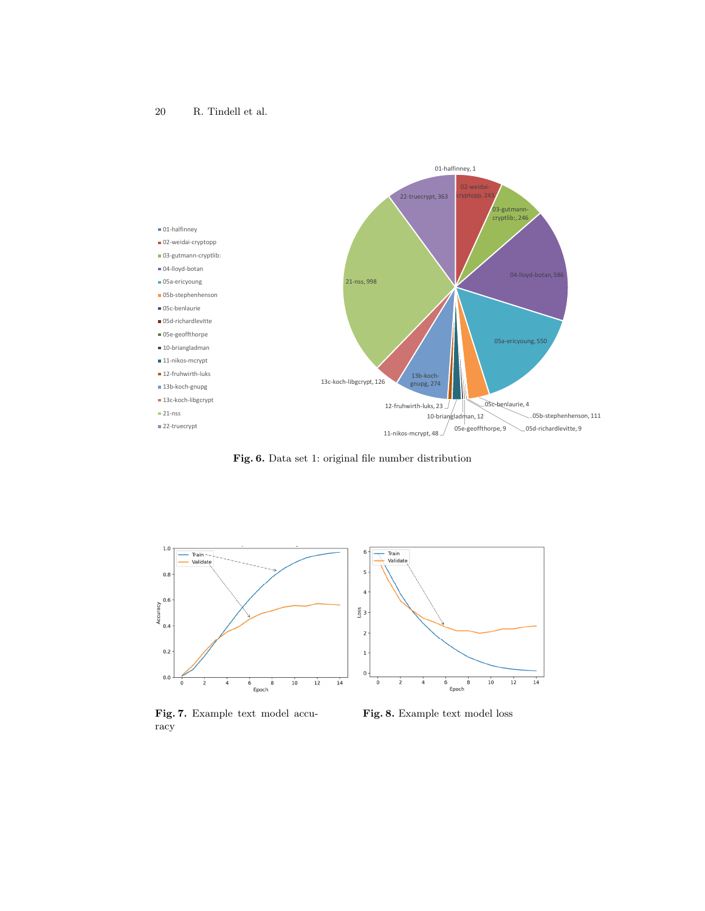01-halfinney
02-weidai-cryptopp
03-gutmann-cryptlib:
04-lloyd-botan
05a-ericyoung
05b-stephenhenson
05c-benlaurie
05d-richardlevitte
05e-geoffthorpe
10-briangladman
11-nikos-mcrypt
12-fruhwirth-luks
13b-koch-gnupg
13c-koch-libgcrypt
21-nss
22-truecrypt

01-halfinney, 1
02-weidai-cryptopp, 243
03-gutmann-cryptlib:, 246
04-lloyd-botan, 586
05a-ericyoung, 550
05b-stephenhenson, 111
05c-benlaurie, 4
05d-richardlevitte, 9
05e-geoffthorpe, 9
10-briangladman, 12
11-nikos-mcrypt, 48
12-fruhwirth-luks, 23
13b-koch-gnupg, 274
13c-koch-libgcrypt, 126
21-nss, 998
22-truecrypt, 363

**Fig. 6.** Data set 1: original file number distribution

Train
Validate
Accuracy
Epoch

**Fig. 7.** Example text model accuracy

Train
Validate
Loss
Epoch

**Fig. 8.** Example text model loss